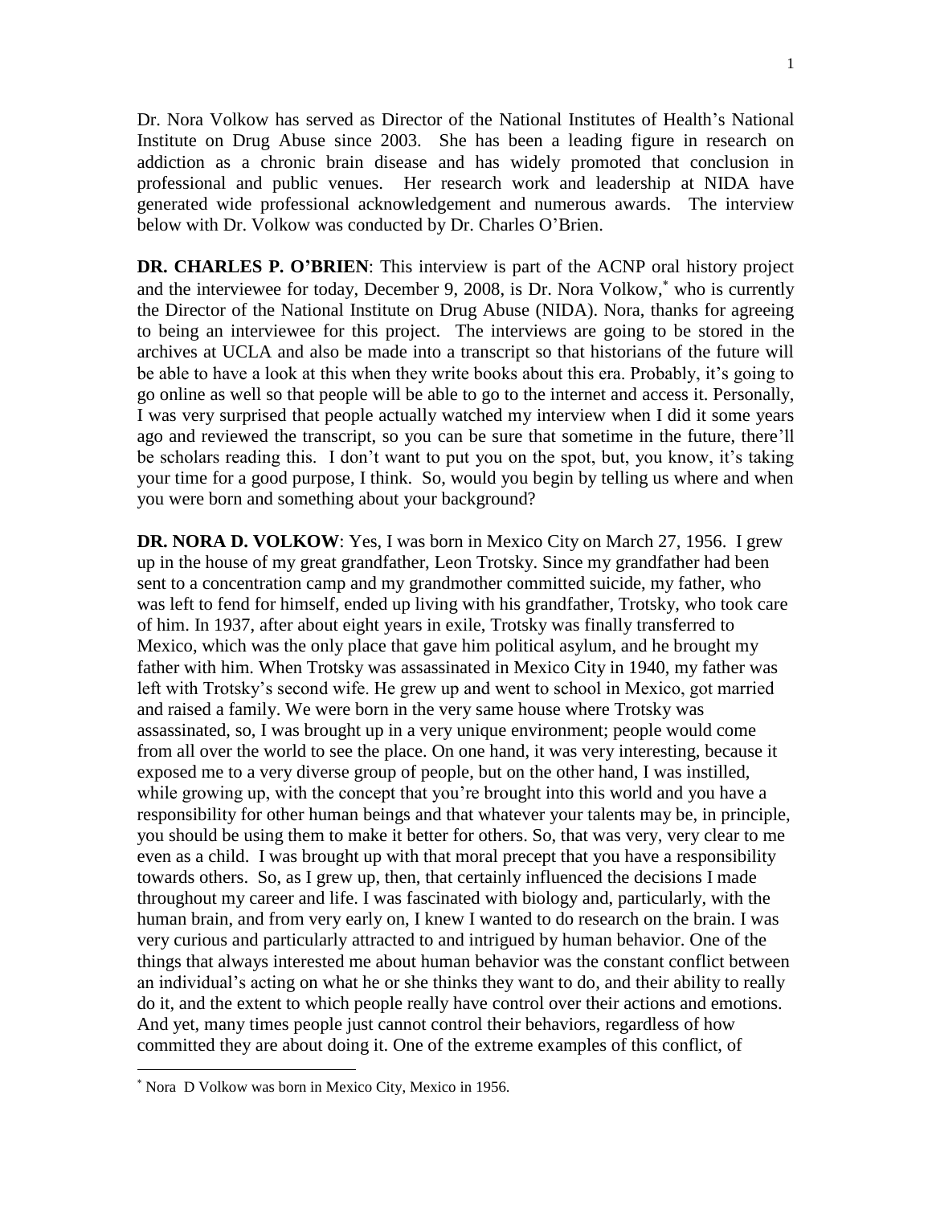Dr. Nora Volkow has served as Director of the National Institutes of Health's National Institute on Drug Abuse since 2003. She has been a leading figure in research on addiction as a chronic brain disease and has widely promoted that conclusion in professional and public venues. Her research work and leadership at NIDA have generated wide professional acknowledgement and numerous awards. The interview below with Dr. Volkow was conducted by Dr. Charles O'Brien.

**DR. CHARLES P. O'BRIEN**: This interview is part of the ACNP oral history project and the interviewee for today, December 9, 2008, is Dr. Nora Volkow,* who is currently the Director of the National Institute on Drug Abuse (NIDA). Nora, thanks for agreeing to being an interviewee for this project. The interviews are going to be stored in the archives at UCLA and also be made into a transcript so that historians of the future will be able to have a look at this when they write books about this era. Probably, it's going to go online as well so that people will be able to go to the internet and access it. Personally, I was very surprised that people actually watched my interview when I did it some years ago and reviewed the transcript, so you can be sure that sometime in the future, there'll be scholars reading this. I don't want to put you on the spot, but, you know, it's taking your time for a good purpose, I think. So, would you begin by telling us where and when you were born and something about your background?

**DR. NORA D. VOLKOW**: Yes, I was born in Mexico City on March 27, 1956. I grew up in the house of my great grandfather, Leon Trotsky. Since my grandfather had been sent to a concentration camp and my grandmother committed suicide, my father, who was left to fend for himself, ended up living with his grandfather, Trotsky, who took care of him. In 1937, after about eight years in exile, Trotsky was finally transferred to Mexico, which was the only place that gave him political asylum, and he brought my father with him. When Trotsky was assassinated in Mexico City in 1940, my father was left with Trotsky's second wife. He grew up and went to school in Mexico, got married and raised a family. We were born in the very same house where Trotsky was assassinated, so, I was brought up in a very unique environment; people would come from all over the world to see the place. On one hand, it was very interesting, because it exposed me to a very diverse group of people, but on the other hand, I was instilled, while growing up, with the concept that you're brought into this world and you have a responsibility for other human beings and that whatever your talents may be, in principle, you should be using them to make it better for others. So, that was very, very clear to me even as a child. I was brought up with that moral precept that you have a responsibility towards others. So, as I grew up, then, that certainly influenced the decisions I made throughout my career and life. I was fascinated with biology and, particularly, with the human brain, and from very early on, I knew I wanted to do research on the brain. I was very curious and particularly attracted to and intrigued by human behavior. One of the things that always interested me about human behavior was the constant conflict between an individual's acting on what he or she thinks they want to do, and their ability to really do it, and the extent to which people really have control over their actions and emotions. And yet, many times people just cannot control their behaviors, regardless of how committed they are about doing it. One of the extreme examples of this conflict, of

* Nora D Volkow was born in Mexico City, Mexico in 1956.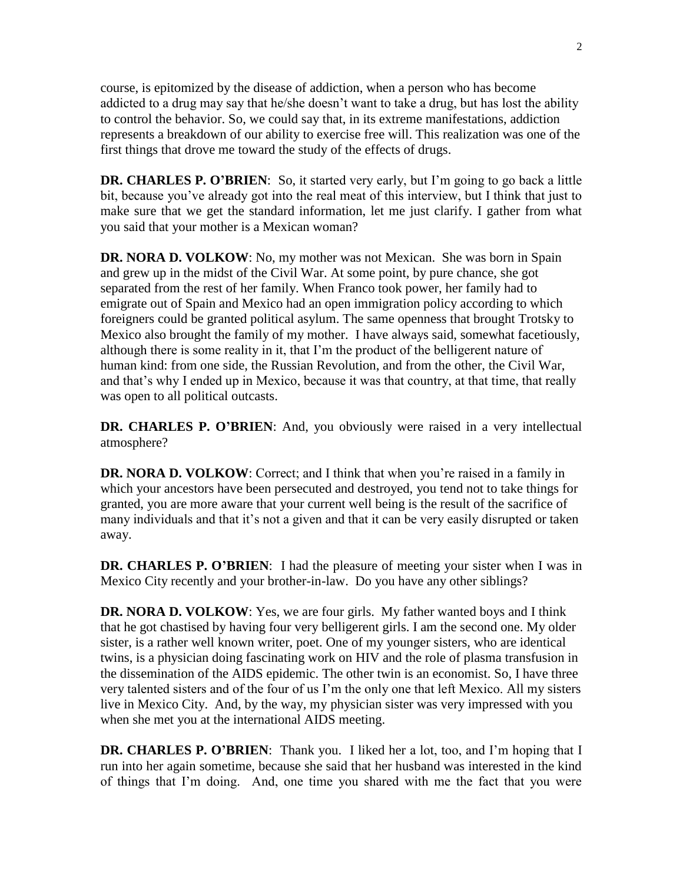course, is epitomized by the disease of addiction, when a person who has become addicted to a drug may say that he/she doesn't want to take a drug, but has lost the ability to control the behavior. So, we could say that, in its extreme manifestations, addiction represents a breakdown of our ability to exercise free will. This realization was one of the first things that drove me toward the study of the effects of drugs.

**DR. CHARLES P. O'BRIEN**: So, it started very early, but I'm going to go back a little bit, because you've already got into the real meat of this interview, but I think that just to make sure that we get the standard information, let me just clarify. I gather from what you said that your mother is a Mexican woman?

**DR. NORA D. VOLKOW**: No, my mother was not Mexican. She was born in Spain and grew up in the midst of the Civil War. At some point, by pure chance, she got separated from the rest of her family. When Franco took power, her family had to emigrate out of Spain and Mexico had an open immigration policy according to which foreigners could be granted political asylum. The same openness that brought Trotsky to Mexico also brought the family of my mother. I have always said, somewhat facetiously, although there is some reality in it, that I'm the product of the belligerent nature of human kind: from one side, the Russian Revolution, and from the other, the Civil War, and that's why I ended up in Mexico, because it was that country, at that time, that really was open to all political outcasts.

**DR. CHARLES P. O'BRIEN**: And, you obviously were raised in a very intellectual atmosphere?

**DR. NORA D. VOLKOW**: Correct; and I think that when you're raised in a family in which your ancestors have been persecuted and destroyed, you tend not to take things for granted, you are more aware that your current well being is the result of the sacrifice of many individuals and that it's not a given and that it can be very easily disrupted or taken away.

**DR. CHARLES P. O'BRIEN**: I had the pleasure of meeting your sister when I was in Mexico City recently and your brother-in-law. Do you have any other siblings?

**DR. NORA D. VOLKOW**: Yes, we are four girls. My father wanted boys and I think that he got chastised by having four very belligerent girls. I am the second one. My older sister, is a rather well known writer, poet. One of my younger sisters, who are identical twins, is a physician doing fascinating work on HIV and the role of plasma transfusion in the dissemination of the AIDS epidemic. The other twin is an economist. So, I have three very talented sisters and of the four of us I'm the only one that left Mexico. All my sisters live in Mexico City. And, by the way, my physician sister was very impressed with you when she met you at the international AIDS meeting.

**DR. CHARLES P. O'BRIEN**: Thank you. I liked her a lot, too, and I'm hoping that I run into her again sometime, because she said that her husband was interested in the kind of things that I'm doing. And, one time you shared with me the fact that you were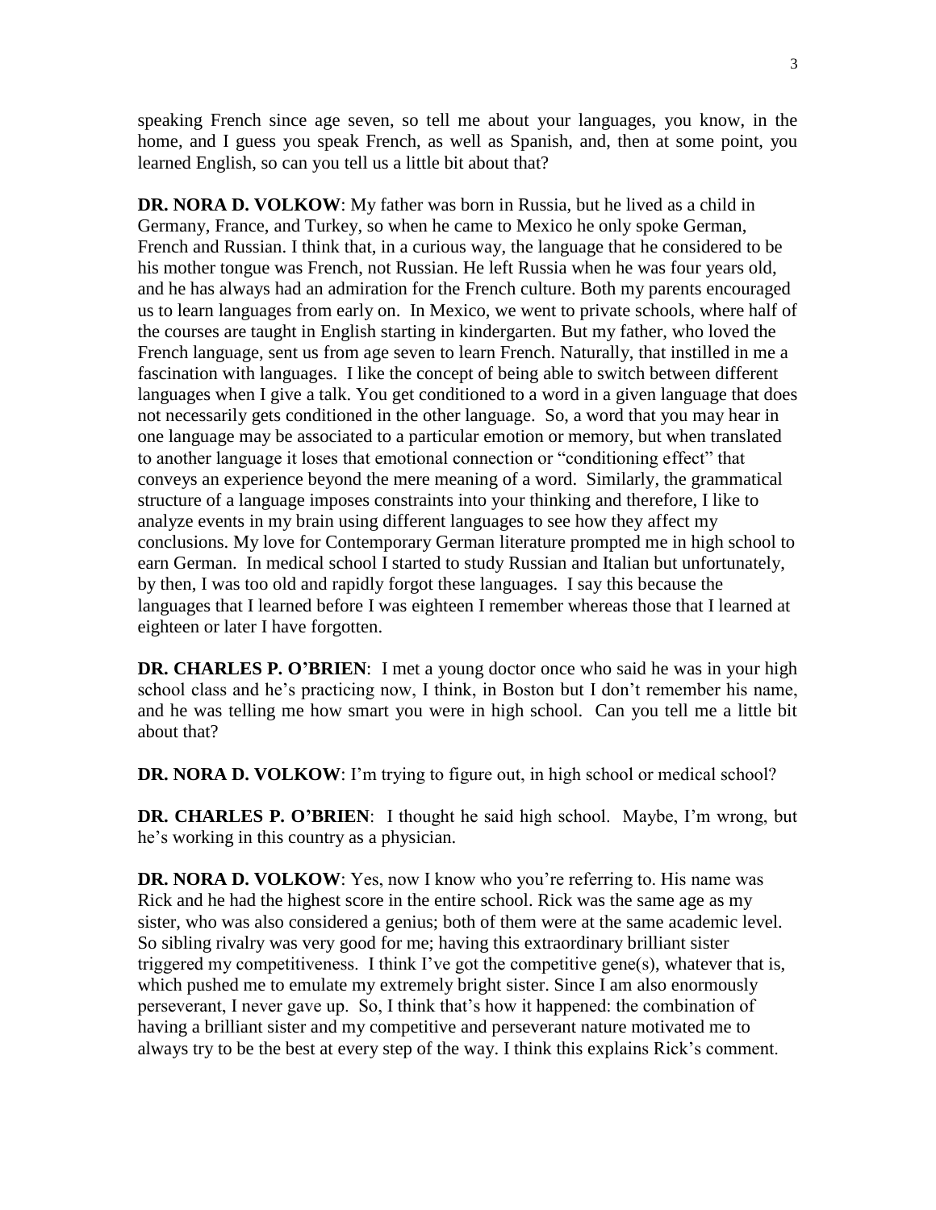speaking French since age seven, so tell me about your languages, you know, in the home, and I guess you speak French, as well as Spanish, and, then at some point, you learned English, so can you tell us a little bit about that?

**DR. NORA D. VOLKOW**: My father was born in Russia, but he lived as a child in Germany, France, and Turkey, so when he came to Mexico he only spoke German, French and Russian. I think that, in a curious way, the language that he considered to be his mother tongue was French, not Russian. He left Russia when he was four years old, and he has always had an admiration for the French culture. Both my parents encouraged us to learn languages from early on. In Mexico, we went to private schools, where half of the courses are taught in English starting in kindergarten. But my father, who loved the French language, sent us from age seven to learn French. Naturally, that instilled in me a fascination with languages. I like the concept of being able to switch between different languages when I give a talk. You get conditioned to a word in a given language that does not necessarily gets conditioned in the other language. So, a word that you may hear in one language may be associated to a particular emotion or memory, but when translated to another language it loses that emotional connection or "conditioning effect" that conveys an experience beyond the mere meaning of a word. Similarly, the grammatical structure of a language imposes constraints into your thinking and therefore, I like to analyze events in my brain using different languages to see how they affect my conclusions. My love for Contemporary German literature prompted me in high school to earn German. In medical school I started to study Russian and Italian but unfortunately, by then, I was too old and rapidly forgot these languages. I say this because the languages that I learned before I was eighteen I remember whereas those that I learned at eighteen or later I have forgotten.

**DR. CHARLES P. O'BRIEN**: I met a young doctor once who said he was in your high school class and he's practicing now, I think, in Boston but I don't remember his name, and he was telling me how smart you were in high school. Can you tell me a little bit about that?

**DR. NORA D. VOLKOW**: I'm trying to figure out, in high school or medical school?

**DR. CHARLES P. O'BRIEN**: I thought he said high school. Maybe, I'm wrong, but he's working in this country as a physician.

**DR. NORA D. VOLKOW**: Yes, now I know who you're referring to. His name was Rick and he had the highest score in the entire school. Rick was the same age as my sister, who was also considered a genius; both of them were at the same academic level. So sibling rivalry was very good for me; having this extraordinary brilliant sister triggered my competitiveness. I think I've got the competitive gene(s), whatever that is, which pushed me to emulate my extremely bright sister. Since I am also enormously perseverant, I never gave up. So, I think that's how it happened: the combination of having a brilliant sister and my competitive and perseverant nature motivated me to always try to be the best at every step of the way. I think this explains Rick's comment.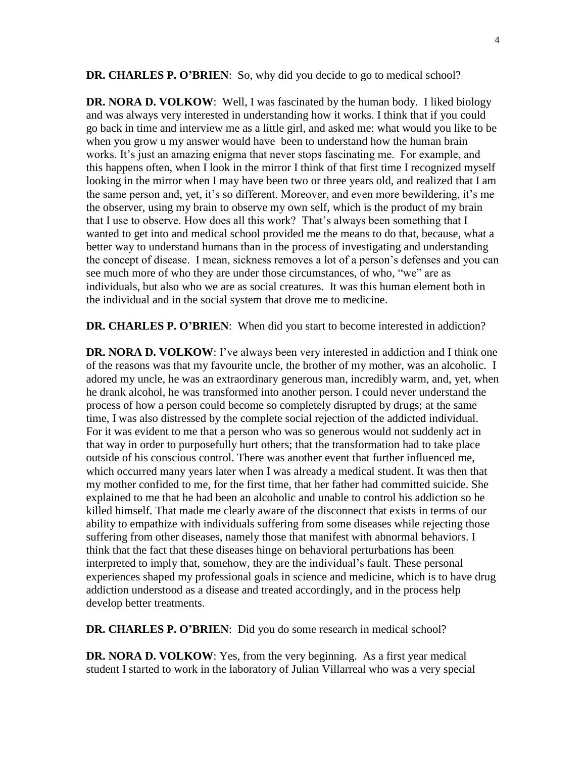**DR. CHARLES P. O'BRIEN**: So, why did you decide to go to medical school?

**DR. NORA D. VOLKOW**: Well, I was fascinated by the human body. I liked biology and was always very interested in understanding how it works. I think that if you could go back in time and interview me as a little girl, and asked me: what would you like to be when you grow u my answer would have been to understand how the human brain works. It's just an amazing enigma that never stops fascinating me. For example, and this happens often, when I look in the mirror I think of that first time I recognized myself looking in the mirror when I may have been two or three years old, and realized that I am the same person and, yet, it's so different. Moreover, and even more bewildering, it's me the observer, using my brain to observe my own self, which is the product of my brain that I use to observe. How does all this work? That's always been something that I wanted to get into and medical school provided me the means to do that, because, what a better way to understand humans than in the process of investigating and understanding the concept of disease. I mean, sickness removes a lot of a person's defenses and you can see much more of who they are under those circumstances, of who, "we" are as individuals, but also who we are as social creatures. It was this human element both in the individual and in the social system that drove me to medicine.

**DR. CHARLES P. O'BRIEN**: When did you start to become interested in addiction?

**DR. NORA D. VOLKOW**: I've always been very interested in addiction and I think one of the reasons was that my favourite uncle, the brother of my mother, was an alcoholic. I adored my uncle, he was an extraordinary generous man, incredibly warm, and, yet, when he drank alcohol, he was transformed into another person. I could never understand the process of how a person could become so completely disrupted by drugs; at the same time, I was also distressed by the complete social rejection of the addicted individual. For it was evident to me that a person who was so generous would not suddenly act in that way in order to purposefully hurt others; that the transformation had to take place outside of his conscious control. There was another event that further influenced me, which occurred many years later when I was already a medical student. It was then that my mother confided to me, for the first time, that her father had committed suicide. She explained to me that he had been an alcoholic and unable to control his addiction so he killed himself. That made me clearly aware of the disconnect that exists in terms of our ability to empathize with individuals suffering from some diseases while rejecting those suffering from other diseases, namely those that manifest with abnormal behaviors. I think that the fact that these diseases hinge on behavioral perturbations has been interpreted to imply that, somehow, they are the individual's fault. These personal experiences shaped my professional goals in science and medicine, which is to have drug addiction understood as a disease and treated accordingly, and in the process help develop better treatments.

**DR. CHARLES P. O'BRIEN**: Did you do some research in medical school?

**DR. NORA D. VOLKOW**: Yes, from the very beginning. As a first year medical student I started to work in the laboratory of Julian Villarreal who was a very special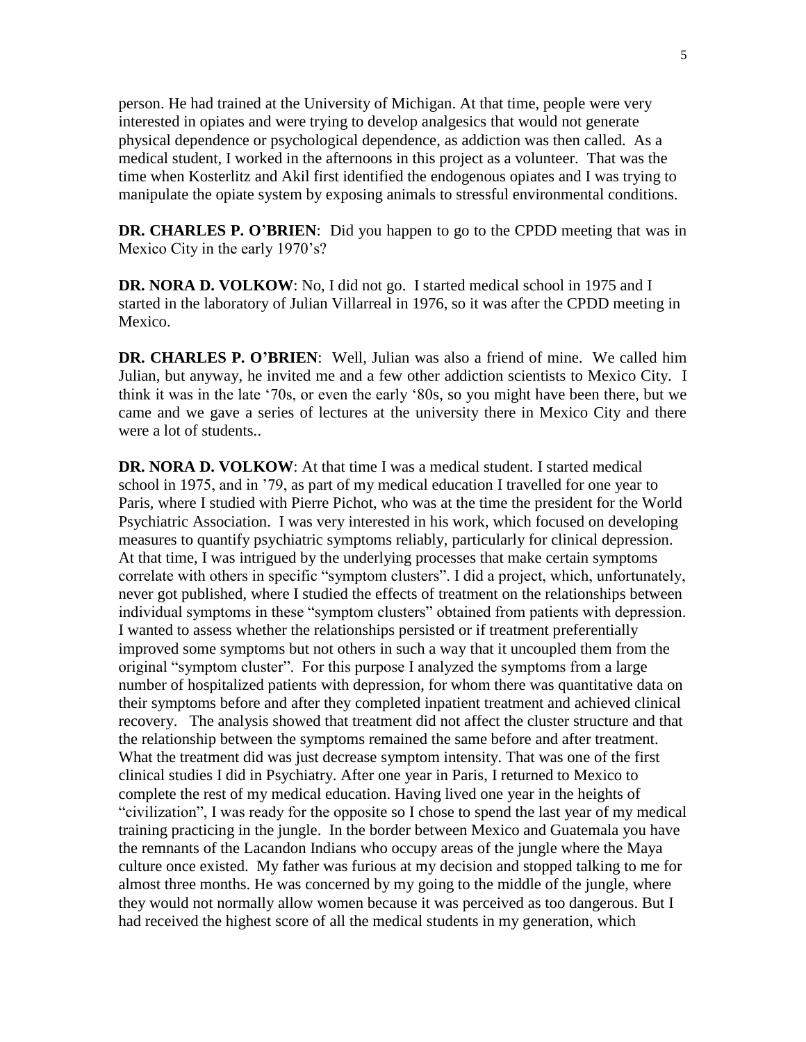person. He had trained at the University of Michigan. At that time, people were very interested in opiates and were trying to develop analgesics that would not generate physical dependence or psychological dependence, as addiction was then called. As a medical student, I worked in the afternoons in this project as a volunteer. That was the time when Kosterlitz and Akil first identified the endogenous opiates and I was trying to manipulate the opiate system by exposing animals to stressful environmental conditions.

**DR. CHARLES P. O'BRIEN**: Did you happen to go to the CPDD meeting that was in Mexico City in the early 1970's?

**DR. NORA D. VOLKOW**: No, I did not go. I started medical school in 1975 and I started in the laboratory of Julian Villarreal in 1976, so it was after the CPDD meeting in Mexico.

**DR. CHARLES P. O'BRIEN**: Well, Julian was also a friend of mine. We called him Julian, but anyway, he invited me and a few other addiction scientists to Mexico City. I think it was in the late '70s, or even the early '80s, so you might have been there, but we came and we gave a series of lectures at the university there in Mexico City and there were a lot of students..

**DR. NORA D. VOLKOW**: At that time I was a medical student. I started medical school in 1975, and in '79, as part of my medical education I travelled for one year to Paris, where I studied with Pierre Pichot, who was at the time the president for the World Psychiatric Association. I was very interested in his work, which focused on developing measures to quantify psychiatric symptoms reliably, particularly for clinical depression. At that time, I was intrigued by the underlying processes that make certain symptoms correlate with others in specific "symptom clusters". I did a project, which, unfortunately, never got published, where I studied the effects of treatment on the relationships between individual symptoms in these "symptom clusters" obtained from patients with depression. I wanted to assess whether the relationships persisted or if treatment preferentially improved some symptoms but not others in such a way that it uncoupled them from the original "symptom cluster". For this purpose I analyzed the symptoms from a large number of hospitalized patients with depression, for whom there was quantitative data on their symptoms before and after they completed inpatient treatment and achieved clinical recovery. The analysis showed that treatment did not affect the cluster structure and that the relationship between the symptoms remained the same before and after treatment. What the treatment did was just decrease symptom intensity. That was one of the first clinical studies I did in Psychiatry. After one year in Paris, I returned to Mexico to complete the rest of my medical education. Having lived one year in the heights of "civilization", I was ready for the opposite so I chose to spend the last year of my medical training practicing in the jungle. In the border between Mexico and Guatemala you have the remnants of the Lacandon Indians who occupy areas of the jungle where the Maya culture once existed. My father was furious at my decision and stopped talking to me for almost three months. He was concerned by my going to the middle of the jungle, where they would not normally allow women because it was perceived as too dangerous. But I had received the highest score of all the medical students in my generation, which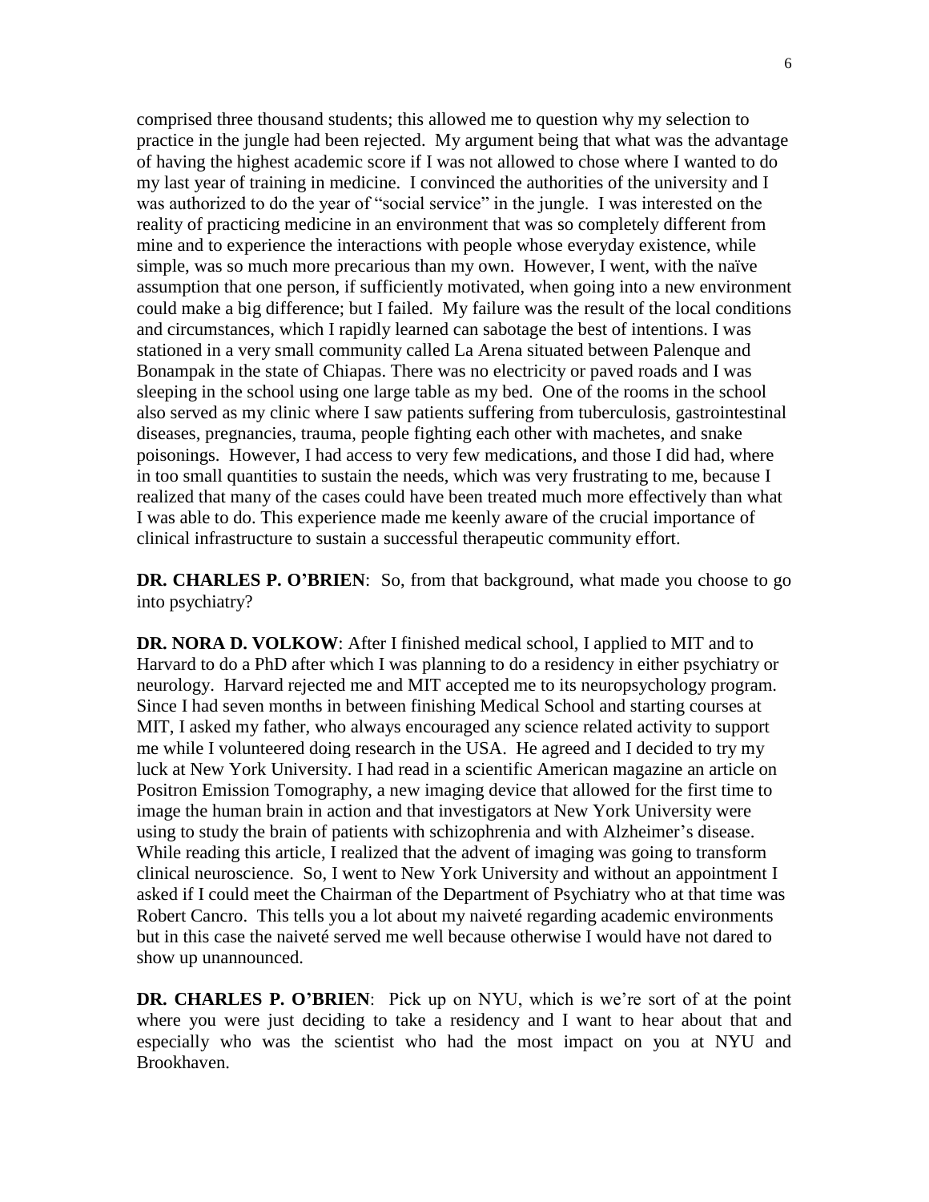comprised three thousand students; this allowed me to question why my selection to practice in the jungle had been rejected. My argument being that what was the advantage of having the highest academic score if I was not allowed to chose where I wanted to do my last year of training in medicine. I convinced the authorities of the university and I was authorized to do the year of "social service" in the jungle. I was interested on the reality of practicing medicine in an environment that was so completely different from mine and to experience the interactions with people whose everyday existence, while simple, was so much more precarious than my own. However, I went, with the naïve assumption that one person, if sufficiently motivated, when going into a new environment could make a big difference; but I failed. My failure was the result of the local conditions and circumstances, which I rapidly learned can sabotage the best of intentions. I was stationed in a very small community called La Arena situated between Palenque and Bonampak in the state of Chiapas. There was no electricity or paved roads and I was sleeping in the school using one large table as my bed. One of the rooms in the school also served as my clinic where I saw patients suffering from tuberculosis, gastrointestinal diseases, pregnancies, trauma, people fighting each other with machetes, and snake poisonings. However, I had access to very few medications, and those I did had, where in too small quantities to sustain the needs, which was very frustrating to me, because I realized that many of the cases could have been treated much more effectively than what I was able to do. This experience made me keenly aware of the crucial importance of clinical infrastructure to sustain a successful therapeutic community effort.

**DR. CHARLES P. O'BRIEN**: So, from that background, what made you choose to go into psychiatry?

**DR. NORA D. VOLKOW**: After I finished medical school, I applied to MIT and to Harvard to do a PhD after which I was planning to do a residency in either psychiatry or neurology. Harvard rejected me and MIT accepted me to its neuropsychology program. Since I had seven months in between finishing Medical School and starting courses at MIT, I asked my father, who always encouraged any science related activity to support me while I volunteered doing research in the USA. He agreed and I decided to try my luck at New York University. I had read in a scientific American magazine an article on Positron Emission Tomography, a new imaging device that allowed for the first time to image the human brain in action and that investigators at New York University were using to study the brain of patients with schizophrenia and with Alzheimer's disease. While reading this article, I realized that the advent of imaging was going to transform clinical neuroscience. So, I went to New York University and without an appointment I asked if I could meet the Chairman of the Department of Psychiatry who at that time was Robert Cancro. This tells you a lot about my naiveté regarding academic environments but in this case the naiveté served me well because otherwise I would have not dared to show up unannounced.

**DR. CHARLES P. O'BRIEN**: Pick up on NYU, which is we're sort of at the point where you were just deciding to take a residency and I want to hear about that and especially who was the scientist who had the most impact on you at NYU and Brookhaven.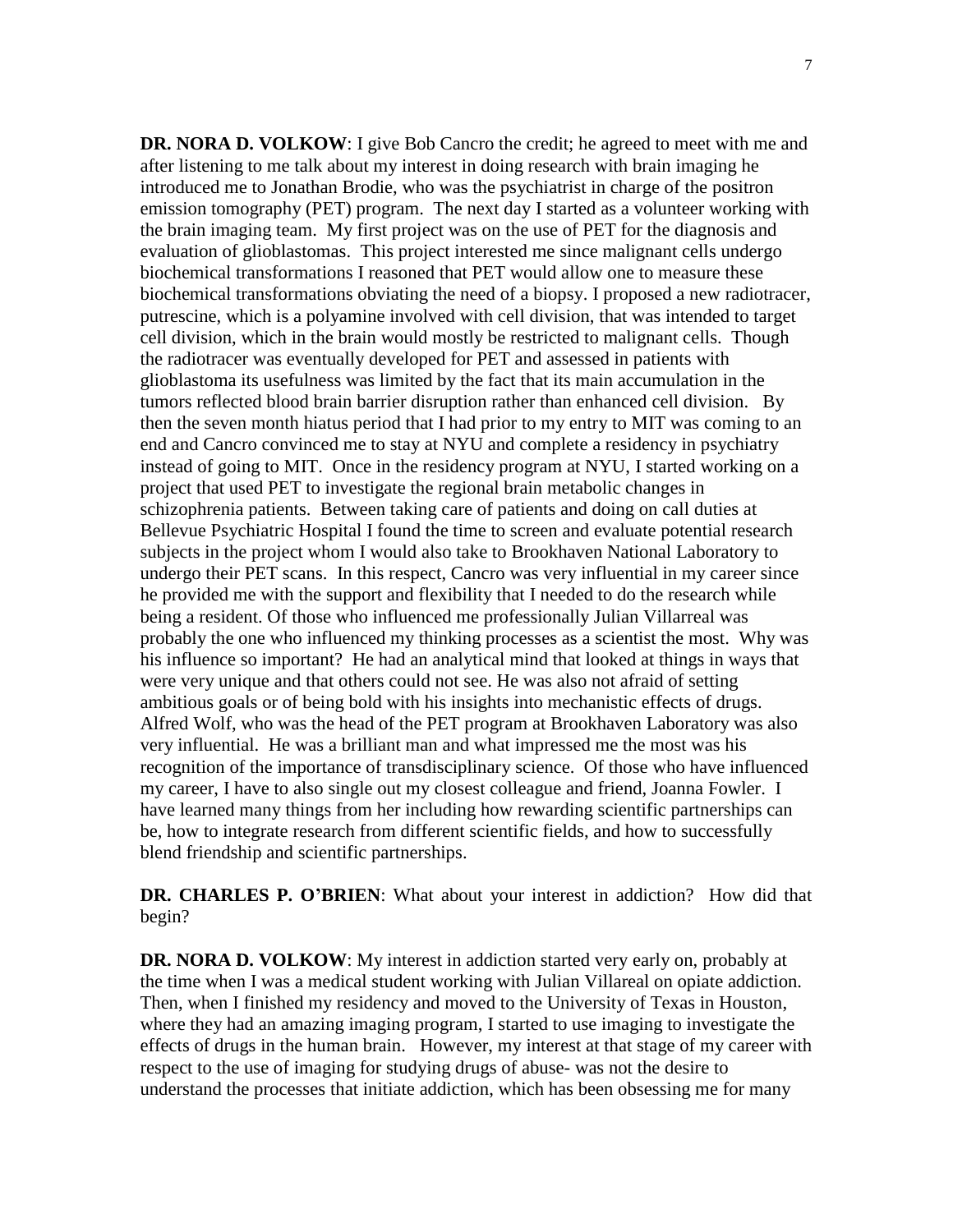**DR. NORA D. VOLKOW**: I give Bob Cancro the credit; he agreed to meet with me and after listening to me talk about my interest in doing research with brain imaging he introduced me to Jonathan Brodie, who was the psychiatrist in charge of the positron emission tomography (PET) program. The next day I started as a volunteer working with the brain imaging team. My first project was on the use of PET for the diagnosis and evaluation of glioblastomas. This project interested me since malignant cells undergo biochemical transformations I reasoned that PET would allow one to measure these biochemical transformations obviating the need of a biopsy. I proposed a new radiotracer, putrescine, which is a polyamine involved with cell division, that was intended to target cell division, which in the brain would mostly be restricted to malignant cells. Though the radiotracer was eventually developed for PET and assessed in patients with glioblastoma its usefulness was limited by the fact that its main accumulation in the tumors reflected blood brain barrier disruption rather than enhanced cell division. By then the seven month hiatus period that I had prior to my entry to MIT was coming to an end and Cancro convinced me to stay at NYU and complete a residency in psychiatry instead of going to MIT. Once in the residency program at NYU, I started working on a project that used PET to investigate the regional brain metabolic changes in schizophrenia patients. Between taking care of patients and doing on call duties at Bellevue Psychiatric Hospital I found the time to screen and evaluate potential research subjects in the project whom I would also take to Brookhaven National Laboratory to undergo their PET scans. In this respect, Cancro was very influential in my career since he provided me with the support and flexibility that I needed to do the research while being a resident. Of those who influenced me professionally Julian Villarreal was probably the one who influenced my thinking processes as a scientist the most. Why was his influence so important? He had an analytical mind that looked at things in ways that were very unique and that others could not see. He was also not afraid of setting ambitious goals or of being bold with his insights into mechanistic effects of drugs. Alfred Wolf, who was the head of the PET program at Brookhaven Laboratory was also very influential. He was a brilliant man and what impressed me the most was his recognition of the importance of transdisciplinary science. Of those who have influenced my career, I have to also single out my closest colleague and friend, Joanna Fowler. I have learned many things from her including how rewarding scientific partnerships can be, how to integrate research from different scientific fields, and how to successfully blend friendship and scientific partnerships.

**DR. CHARLES P. O'BRIEN**: What about your interest in addiction? How did that begin?

**DR. NORA D. VOLKOW**: My interest in addiction started very early on, probably at the time when I was a medical student working with Julian Villareal on opiate addiction. Then, when I finished my residency and moved to the University of Texas in Houston, where they had an amazing imaging program, I started to use imaging to investigate the effects of drugs in the human brain. However, my interest at that stage of my career with respect to the use of imaging for studying drugs of abuse- was not the desire to understand the processes that initiate addiction, which has been obsessing me for many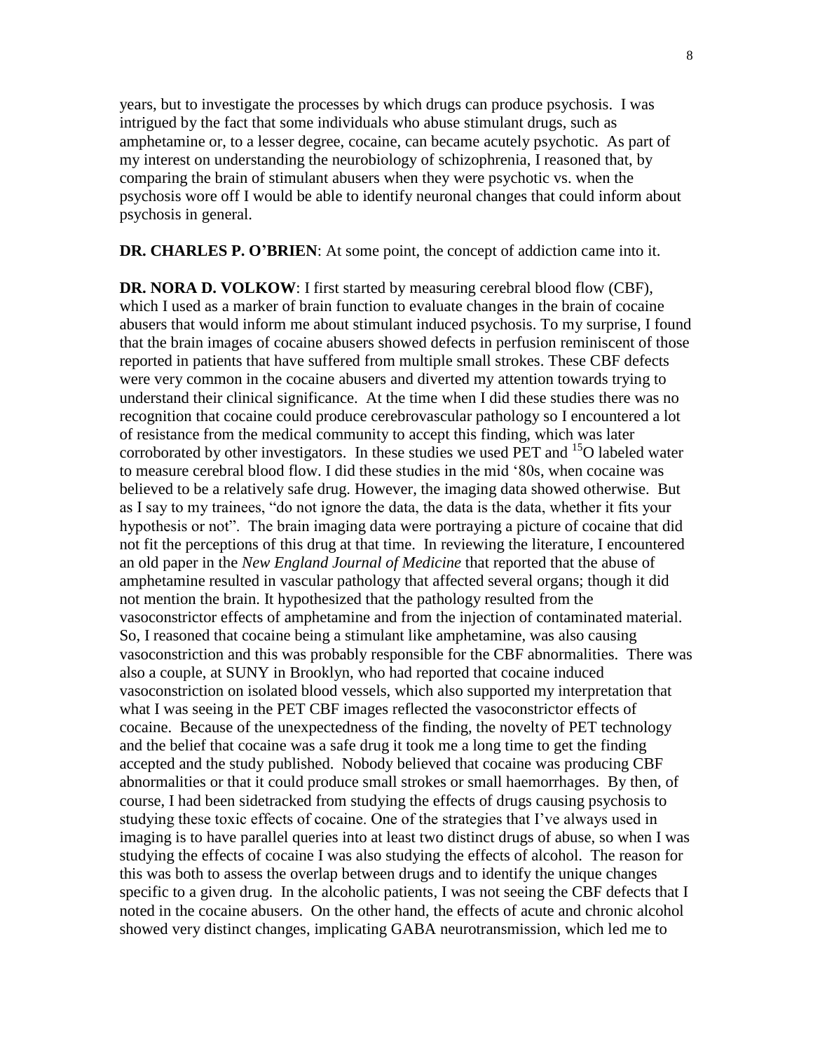years, but to investigate the processes by which drugs can produce psychosis. I was intrigued by the fact that some individuals who abuse stimulant drugs, such as amphetamine or, to a lesser degree, cocaine, can became acutely psychotic. As part of my interest on understanding the neurobiology of schizophrenia, I reasoned that, by comparing the brain of stimulant abusers when they were psychotic vs. when the psychosis wore off I would be able to identify neuronal changes that could inform about psychosis in general.

**DR. CHARLES P. O'BRIEN**: At some point, the concept of addiction came into it.

**DR. NORA D. VOLKOW**: I first started by measuring cerebral blood flow (CBF), which I used as a marker of brain function to evaluate changes in the brain of cocaine abusers that would inform me about stimulant induced psychosis. To my surprise, I found that the brain images of cocaine abusers showed defects in perfusion reminiscent of those reported in patients that have suffered from multiple small strokes. These CBF defects were very common in the cocaine abusers and diverted my attention towards trying to understand their clinical significance. At the time when I did these studies there was no recognition that cocaine could produce cerebrovascular pathology so I encountered a lot of resistance from the medical community to accept this finding, which was later corroborated by other investigators. In these studies we used PET and $^{15}O$ labeled water to measure cerebral blood flow. I did these studies in the mid '80s, when cocaine was believed to be a relatively safe drug. However, the imaging data showed otherwise. But as I say to my trainees, "do not ignore the data, the data is the data, whether it fits your hypothesis or not". The brain imaging data were portraying a picture of cocaine that did not fit the perceptions of this drug at that time. In reviewing the literature, I encountered an old paper in the *New England Journal of Medicine* that reported that the abuse of amphetamine resulted in vascular pathology that affected several organs; though it did not mention the brain. It hypothesized that the pathology resulted from the vasoconstrictor effects of amphetamine and from the injection of contaminated material. So, I reasoned that cocaine being a stimulant like amphetamine, was also causing vasoconstriction and this was probably responsible for the CBF abnormalities. There was also a couple, at SUNY in Brooklyn, who had reported that cocaine induced vasoconstriction on isolated blood vessels, which also supported my interpretation that what I was seeing in the PET CBF images reflected the vasoconstrictor effects of cocaine. Because of the unexpectedness of the finding, the novelty of PET technology and the belief that cocaine was a safe drug it took me a long time to get the finding accepted and the study published. Nobody believed that cocaine was producing CBF abnormalities or that it could produce small strokes or small haemorrhages. By then, of course, I had been sidetracked from studying the effects of drugs causing psychosis to studying these toxic effects of cocaine. One of the strategies that I've always used in imaging is to have parallel queries into at least two distinct drugs of abuse, so when I was studying the effects of cocaine I was also studying the effects of alcohol. The reason for this was both to assess the overlap between drugs and to identify the unique changes specific to a given drug. In the alcoholic patients, I was not seeing the CBF defects that I noted in the cocaine abusers. On the other hand, the effects of acute and chronic alcohol showed very distinct changes, implicating GABA neurotransmission, which led me to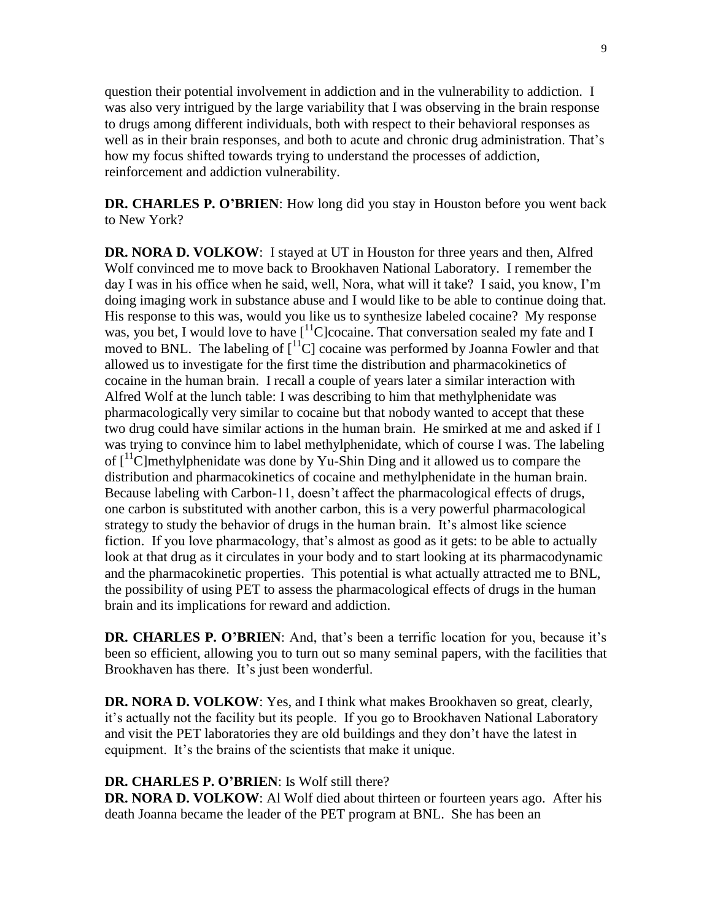question their potential involvement in addiction and in the vulnerability to addiction. I was also very intrigued by the large variability that I was observing in the brain response to drugs among different individuals, both with respect to their behavioral responses as well as in their brain responses, and both to acute and chronic drug administration. That's how my focus shifted towards trying to understand the processes of addiction, reinforcement and addiction vulnerability.

**DR. CHARLES P. O'BRIEN**: How long did you stay in Houston before you went back to New York?

**DR. NORA D. VOLKOW**: I stayed at UT in Houston for three years and then, Alfred Wolf convinced me to move back to Brookhaven National Laboratory. I remember the day I was in his office when he said, well, Nora, what will it take? I said, you know, I'm doing imaging work in substance abuse and I would like to be able to continue doing that. His response to this was, would you like us to synthesize labeled cocaine? My response was, you bet, I would love to have [$^{11}$C]cocaine. That conversation sealed my fate and I moved to BNL. The labeling of [$^{11}$C] cocaine was performed by Joanna Fowler and that allowed us to investigate for the first time the distribution and pharmacokinetics of cocaine in the human brain. I recall a couple of years later a similar interaction with Alfred Wolf at the lunch table: I was describing to him that methylphenidate was pharmacologically very similar to cocaine but that nobody wanted to accept that these two drug could have similar actions in the human brain. He smirked at me and asked if I was trying to convince him to label methylphenidate, which of course I was. The labeling of [$^{11}$C]methylphenidate was done by Yu-Shin Ding and it allowed us to compare the distribution and pharmacokinetics of cocaine and methylphenidate in the human brain. Because labeling with Carbon-11, doesn't affect the pharmacological effects of drugs, one carbon is substituted with another carbon, this is a very powerful pharmacological strategy to study the behavior of drugs in the human brain. It's almost like science fiction. If you love pharmacology, that's almost as good as it gets: to be able to actually look at that drug as it circulates in your body and to start looking at its pharmacodynamic and the pharmacokinetic properties. This potential is what actually attracted me to BNL, the possibility of using PET to assess the pharmacological effects of drugs in the human brain and its implications for reward and addiction.

**DR. CHARLES P. O'BRIEN**: And, that's been a terrific location for you, because it's been so efficient, allowing you to turn out so many seminal papers, with the facilities that Brookhaven has there. It's just been wonderful.

**DR. NORA D. VOLKOW**: Yes, and I think what makes Brookhaven so great, clearly, it's actually not the facility but its people. If you go to Brookhaven National Laboratory and visit the PET laboratories they are old buildings and they don't have the latest in equipment. It's the brains of the scientists that make it unique.

**DR. CHARLES P. O'BRIEN**: Is Wolf still there?

**DR. NORA D. VOLKOW**: Al Wolf died about thirteen or fourteen years ago. After his death Joanna became the leader of the PET program at BNL. She has been an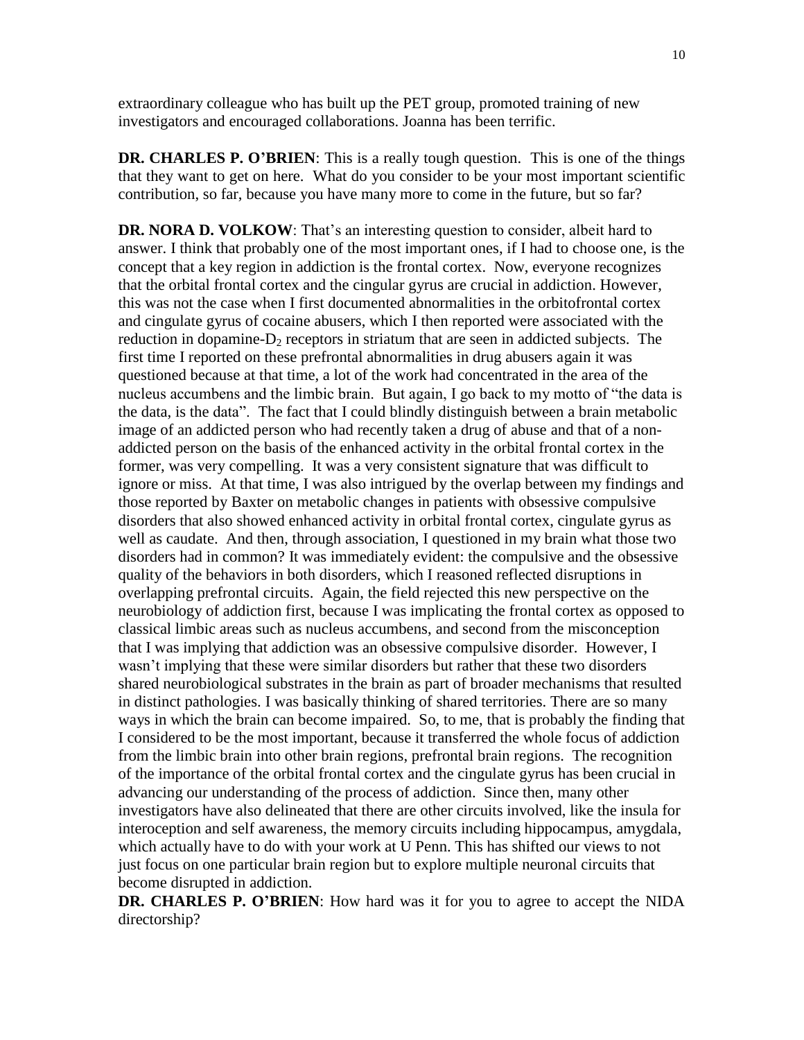extraordinary colleague who has built up the PET group, promoted training of new investigators and encouraged collaborations. Joanna has been terrific.

**DR. CHARLES P. O'BRIEN**: This is a really tough question. This is one of the things that they want to get on here. What do you consider to be your most important scientific contribution, so far, because you have many more to come in the future, but so far?

**DR. NORA D. VOLKOW**: That's an interesting question to consider, albeit hard to answer. I think that probably one of the most important ones, if I had to choose one, is the concept that a key region in addiction is the frontal cortex. Now, everyone recognizes that the orbital frontal cortex and the cingular gyrus are crucial in addiction. However, this was not the case when I first documented abnormalities in the orbitofrontal cortex and cingulate gyrus of cocaine abusers, which I then reported were associated with the reduction in dopamine-$D_2$ receptors in striatum that are seen in addicted subjects. The first time I reported on these prefrontal abnormalities in drug abusers again it was questioned because at that time, a lot of the work had concentrated in the area of the nucleus accumbens and the limbic brain. But again, I go back to my motto of "the data is the data, is the data". The fact that I could blindly distinguish between a brain metabolic image of an addicted person who had recently taken a drug of abuse and that of a non-addicted person on the basis of the enhanced activity in the orbital frontal cortex in the former, was very compelling. It was a very consistent signature that was difficult to ignore or miss. At that time, I was also intrigued by the overlap between my findings and those reported by Baxter on metabolic changes in patients with obsessive compulsive disorders that also showed enhanced activity in orbital frontal cortex, cingulate gyrus as well as caudate. And then, through association, I questioned in my brain what those two disorders had in common? It was immediately evident: the compulsive and the obsessive quality of the behaviors in both disorders, which I reasoned reflected disruptions in overlapping prefrontal circuits. Again, the field rejected this new perspective on the neurobiology of addiction first, because I was implicating the frontal cortex as opposed to classical limbic areas such as nucleus accumbens, and second from the misconception that I was implying that addiction was an obsessive compulsive disorder. However, I wasn't implying that these were similar disorders but rather that these two disorders shared neurobiological substrates in the brain as part of broader mechanisms that resulted in distinct pathologies. I was basically thinking of shared territories. There are so many ways in which the brain can become impaired. So, to me, that is probably the finding that I considered to be the most important, because it transferred the whole focus of addiction from the limbic brain into other brain regions, prefrontal brain regions. The recognition of the importance of the orbital frontal cortex and the cingulate gyrus has been crucial in advancing our understanding of the process of addiction. Since then, many other investigators have also delineated that there are other circuits involved, like the insula for interoception and self awareness, the memory circuits including hippocampus, amygdala, which actually have to do with your work at U Penn. This has shifted our views to not just focus on one particular brain region but to explore multiple neuronal circuits that become disrupted in addiction.

**DR. CHARLES P. O'BRIEN**: How hard was it for you to agree to accept the NIDA directorship?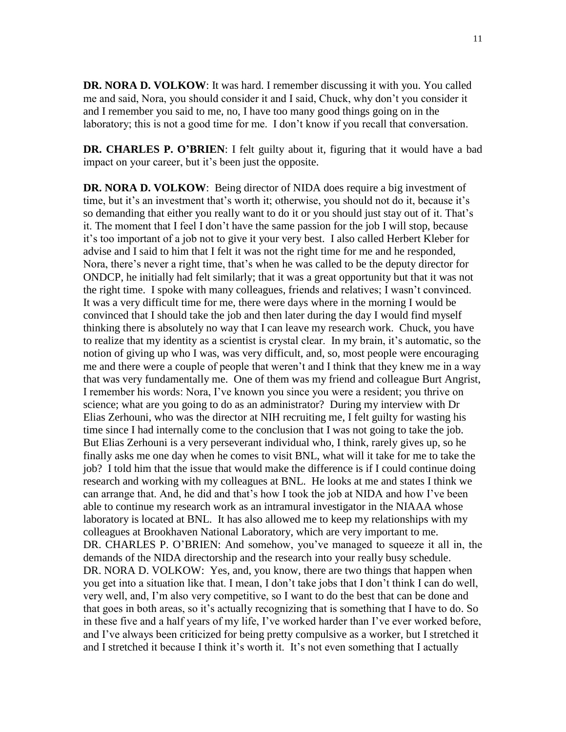**DR. NORA D. VOLKOW**: It was hard. I remember discussing it with you. You called me and said, Nora, you should consider it and I said, Chuck, why don't you consider it and I remember you said to me, no, I have too many good things going on in the laboratory; this is not a good time for me. I don't know if you recall that conversation.

**DR. CHARLES P. O'BRIEN**: I felt guilty about it, figuring that it would have a bad impact on your career, but it's been just the opposite.

**DR. NORA D. VOLKOW**: Being director of NIDA does require a big investment of time, but it's an investment that's worth it; otherwise, you should not do it, because it's so demanding that either you really want to do it or you should just stay out of it. That's it. The moment that I feel I don't have the same passion for the job I will stop, because it's too important of a job not to give it your very best. I also called Herbert Kleber for advise and I said to him that I felt it was not the right time for me and he responded, Nora, there's never a right time, that's when he was called to be the deputy director for ONDCP, he initially had felt similarly; that it was a great opportunity but that it was not the right time. I spoke with many colleagues, friends and relatives; I wasn't convinced. It was a very difficult time for me, there were days where in the morning I would be convinced that I should take the job and then later during the day I would find myself thinking there is absolutely no way that I can leave my research work. Chuck, you have to realize that my identity as a scientist is crystal clear. In my brain, it's automatic, so the notion of giving up who I was, was very difficult, and, so, most people were encouraging me and there were a couple of people that weren't and I think that they knew me in a way that was very fundamentally me. One of them was my friend and colleague Burt Angrist, I remember his words: Nora, I've known you since you were a resident; you thrive on science; what are you going to do as an administrator? During my interview with Dr Elias Zerhouni, who was the director at NIH recruiting me, I felt guilty for wasting his time since I had internally come to the conclusion that I was not going to take the job. But Elias Zerhouni is a very perseverant individual who, I think, rarely gives up, so he finally asks me one day when he comes to visit BNL, what will it take for me to take the job? I told him that the issue that would make the difference is if I could continue doing research and working with my colleagues at BNL. He looks at me and states I think we can arrange that. And, he did and that's how I took the job at NIDA and how I've been able to continue my research work as an intramural investigator in the NIAAA whose laboratory is located at BNL. It has also allowed me to keep my relationships with my colleagues at Brookhaven National Laboratory, which are very important to me.
DR. CHARLES P. O'BRIEN: And somehow, you've managed to squeeze it all in, the demands of the NIDA directorship and the research into your really busy schedule.
DR. NORA D. VOLKOW: Yes, and, you know, there are two things that happen when you get into a situation like that. I mean, I don't take jobs that I don't think I can do well, very well, and, I'm also very competitive, so I want to do the best that can be done and that goes in both areas, so it's actually recognizing that is something that I have to do. So in these five and a half years of my life, I've worked harder than I've ever worked before, and I've always been criticized for being pretty compulsive as a worker, but I stretched it and I stretched it because I think it's worth it. It's not even something that I actually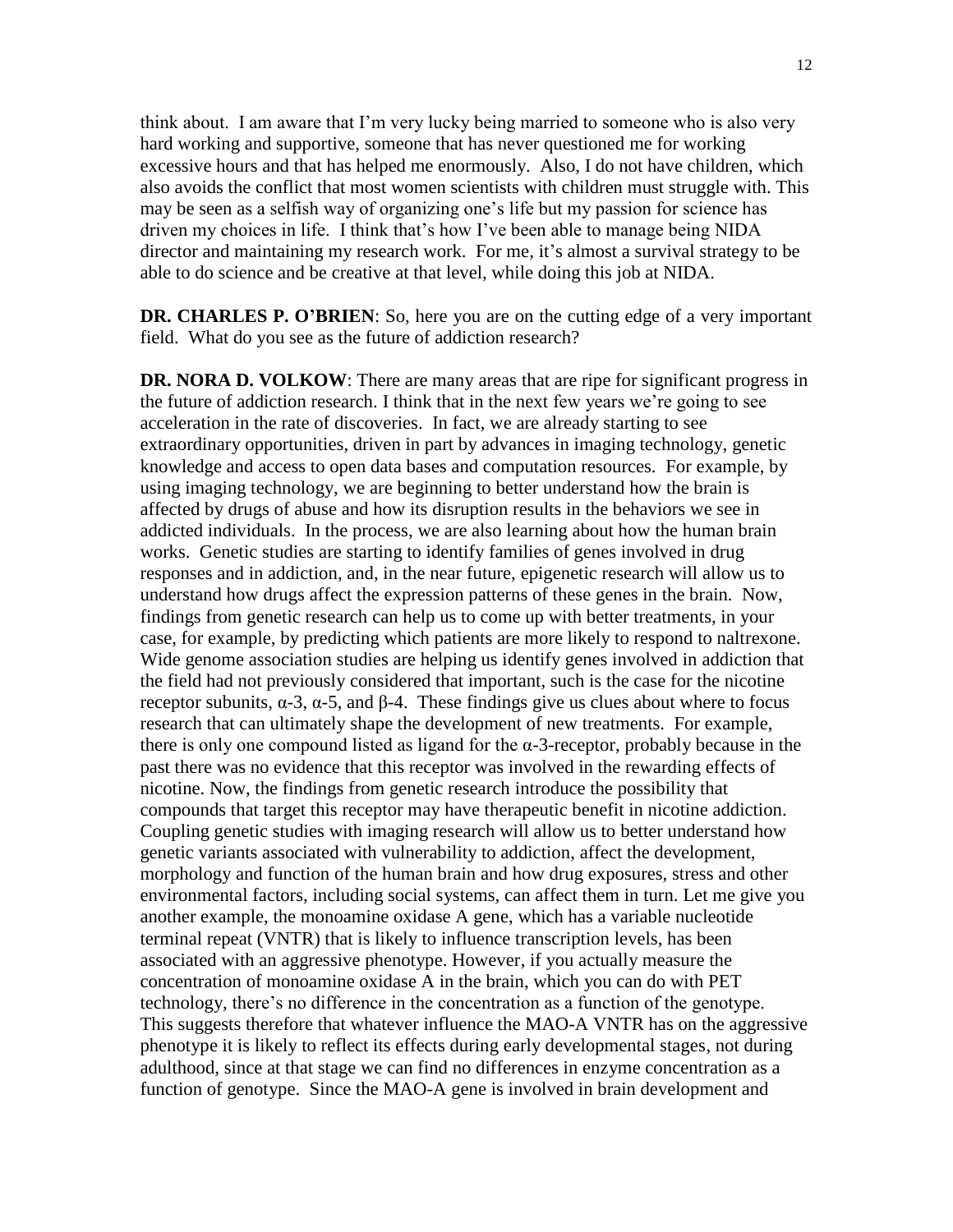think about. I am aware that I'm very lucky being married to someone who is also very hard working and supportive, someone that has never questioned me for working excessive hours and that has helped me enormously. Also, I do not have children, which also avoids the conflict that most women scientists with children must struggle with. This may be seen as a selfish way of organizing one's life but my passion for science has driven my choices in life. I think that's how I've been able to manage being NIDA director and maintaining my research work. For me, it's almost a survival strategy to be able to do science and be creative at that level, while doing this job at NIDA.

**DR. CHARLES P. O'BRIEN**: So, here you are on the cutting edge of a very important field. What do you see as the future of addiction research?

**DR. NORA D. VOLKOW**: There are many areas that are ripe for significant progress in the future of addiction research. I think that in the next few years we're going to see acceleration in the rate of discoveries. In fact, we are already starting to see extraordinary opportunities, driven in part by advances in imaging technology, genetic knowledge and access to open data bases and computation resources. For example, by using imaging technology, we are beginning to better understand how the brain is affected by drugs of abuse and how its disruption results in the behaviors we see in addicted individuals. In the process, we are also learning about how the human brain works. Genetic studies are starting to identify families of genes involved in drug responses and in addiction, and, in the near future, epigenetic research will allow us to understand how drugs affect the expression patterns of these genes in the brain. Now, findings from genetic research can help us to come up with better treatments, in your case, for example, by predicting which patients are more likely to respond to naltrexone. Wide genome association studies are helping us identify genes involved in addiction that the field had not previously considered that important, such is the case for the nicotine receptor subunits, α-3, α-5, and β-4. These findings give us clues about where to focus research that can ultimately shape the development of new treatments. For example, there is only one compound listed as ligand for the α-3-receptor, probably because in the past there was no evidence that this receptor was involved in the rewarding effects of nicotine. Now, the findings from genetic research introduce the possibility that compounds that target this receptor may have therapeutic benefit in nicotine addiction. Coupling genetic studies with imaging research will allow us to better understand how genetic variants associated with vulnerability to addiction, affect the development, morphology and function of the human brain and how drug exposures, stress and other environmental factors, including social systems, can affect them in turn. Let me give you another example, the monoamine oxidase A gene, which has a variable nucleotide terminal repeat (VNTR) that is likely to influence transcription levels, has been associated with an aggressive phenotype. However, if you actually measure the concentration of monoamine oxidase A in the brain, which you can do with PET technology, there's no difference in the concentration as a function of the genotype. This suggests therefore that whatever influence the MAO-A VNTR has on the aggressive phenotype it is likely to reflect its effects during early developmental stages, not during adulthood, since at that stage we can find no differences in enzyme concentration as a function of genotype. Since the MAO-A gene is involved in brain development and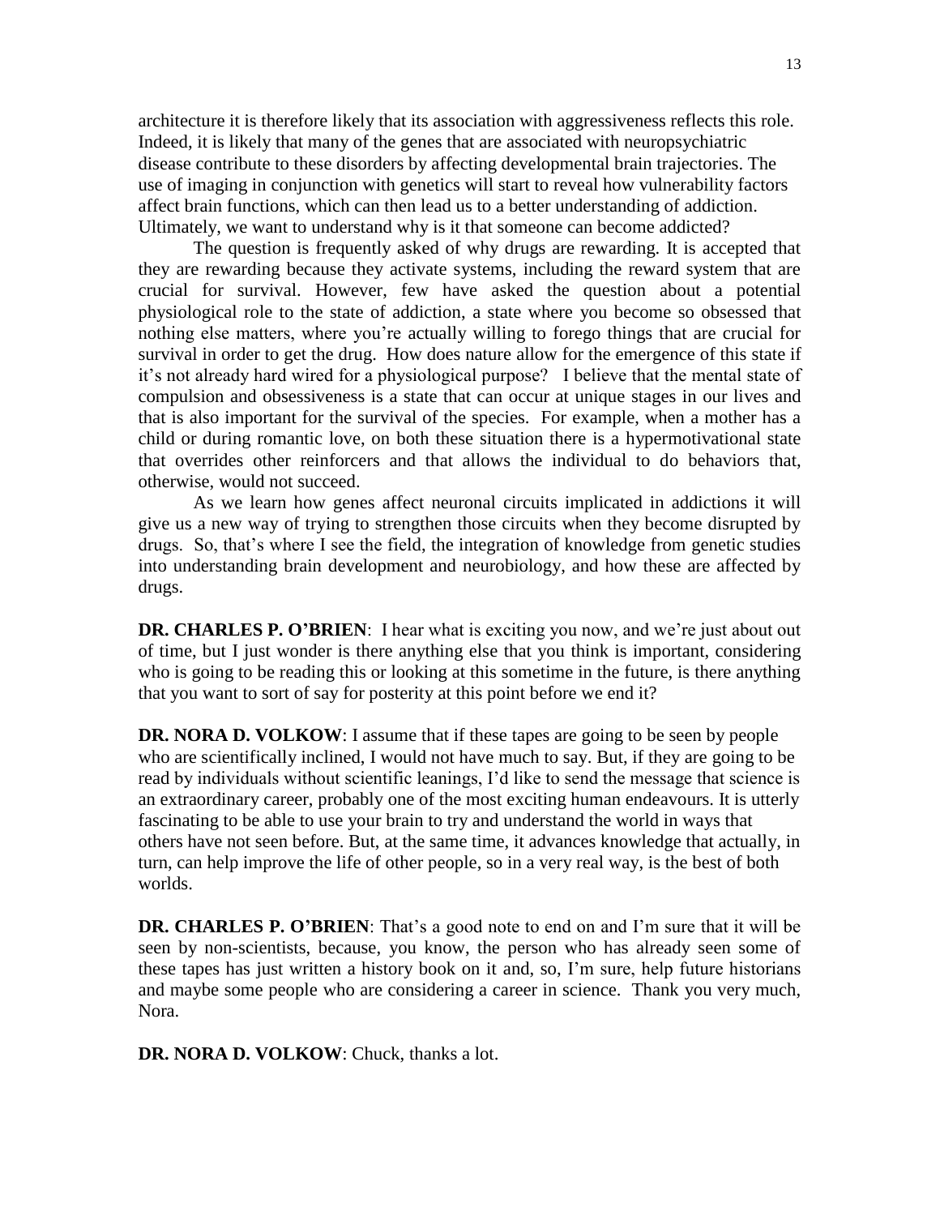architecture it is therefore likely that its association with aggressiveness reflects this role. Indeed, it is likely that many of the genes that are associated with neuropsychiatric disease contribute to these disorders by affecting developmental brain trajectories. The use of imaging in conjunction with genetics will start to reveal how vulnerability factors affect brain functions, which can then lead us to a better understanding of addiction. Ultimately, we want to understand why is it that someone can become addicted?

The question is frequently asked of why drugs are rewarding. It is accepted that they are rewarding because they activate systems, including the reward system that are crucial for survival. However, few have asked the question about a potential physiological role to the state of addiction, a state where you become so obsessed that nothing else matters, where you're actually willing to forego things that are crucial for survival in order to get the drug. How does nature allow for the emergence of this state if it's not already hard wired for a physiological purpose? I believe that the mental state of compulsion and obsessiveness is a state that can occur at unique stages in our lives and that is also important for the survival of the species. For example, when a mother has a child or during romantic love, on both these situation there is a hypermotivational state that overrides other reinforcers and that allows the individual to do behaviors that, otherwise, would not succeed.

As we learn how genes affect neuronal circuits implicated in addictions it will give us a new way of trying to strengthen those circuits when they become disrupted by drugs. So, that's where I see the field, the integration of knowledge from genetic studies into understanding brain development and neurobiology, and how these are affected by drugs.

**DR. CHARLES P. O'BRIEN**: I hear what is exciting you now, and we're just about out of time, but I just wonder is there anything else that you think is important, considering who is going to be reading this or looking at this sometime in the future, is there anything that you want to sort of say for posterity at this point before we end it?

**DR. NORA D. VOLKOW**: I assume that if these tapes are going to be seen by people who are scientifically inclined, I would not have much to say. But, if they are going to be read by individuals without scientific leanings, I'd like to send the message that science is an extraordinary career, probably one of the most exciting human endeavours. It is utterly fascinating to be able to use your brain to try and understand the world in ways that others have not seen before. But, at the same time, it advances knowledge that actually, in turn, can help improve the life of other people, so in a very real way, is the best of both worlds.

**DR. CHARLES P. O'BRIEN**: That's a good note to end on and I'm sure that it will be seen by non-scientists, because, you know, the person who has already seen some of these tapes has just written a history book on it and, so, I'm sure, help future historians and maybe some people who are considering a career in science. Thank you very much, Nora.

**DR. NORA D. VOLKOW**: Chuck, thanks a lot.